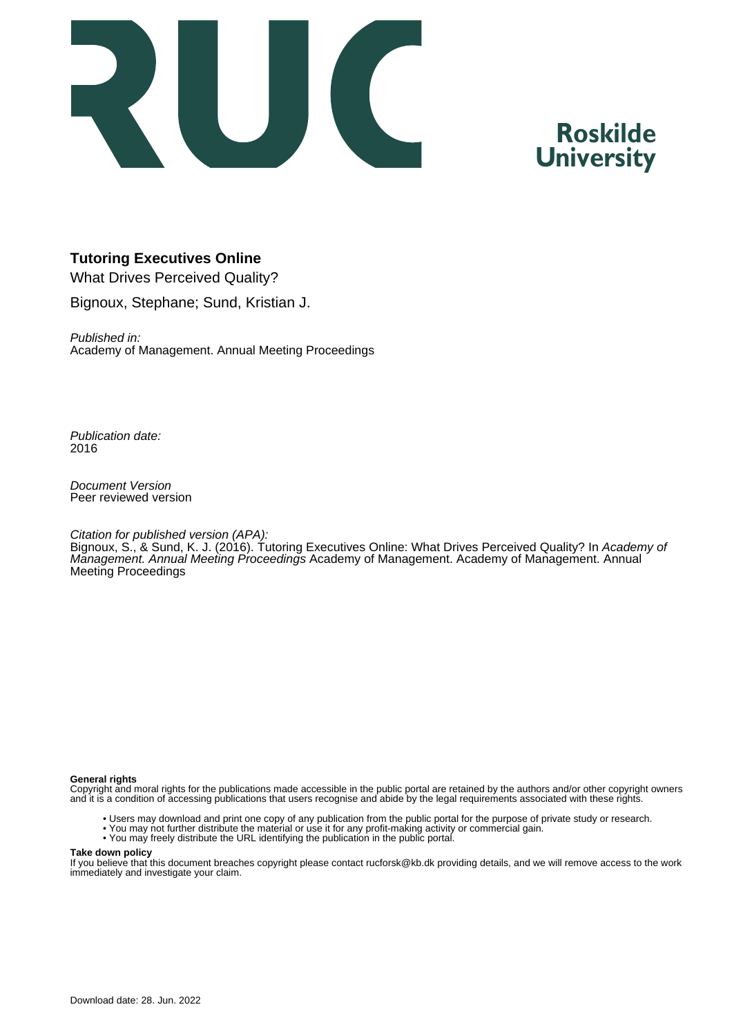Roskilde
University

**Tutoring Executives Online**

What Drives Perceived Quality?

Bignoux, Stephane; Sund, Kristian J.

*Published in:*
Academy of Management. Annual Meeting Proceedings

*Publication date:*
2016

*Document Version*
Peer reviewed version

*Citation for published version (APA):*
Bignoux, S., & Sund, K. J. (2016). Tutoring Executives Online: What Drives Perceived Quality? In *Academy of Management. Annual Meeting Proceedings* Academy of Management. Academy of Management. Annual Meeting Proceedings

**General rights**
Copyright and moral rights for the publications made accessible in the public portal are retained by the authors and/or other copyright owners and it is a condition of accessing publications that users recognise and abide by the legal requirements associated with these rights.

- Users may download and print one copy of any publication from the public portal for the purpose of private study or research.
- You may not further distribute the material or use it for any profit-making activity or commercial gain.
- You may freely distribute the URL identifying the publication in the public portal.

**Take down policy**
If you believe that this document breaches copyright please contact rucforsk@kb.dk providing details, and we will remove access to the work immediately and investigate your claim.

Download date: 28. Jun. 2022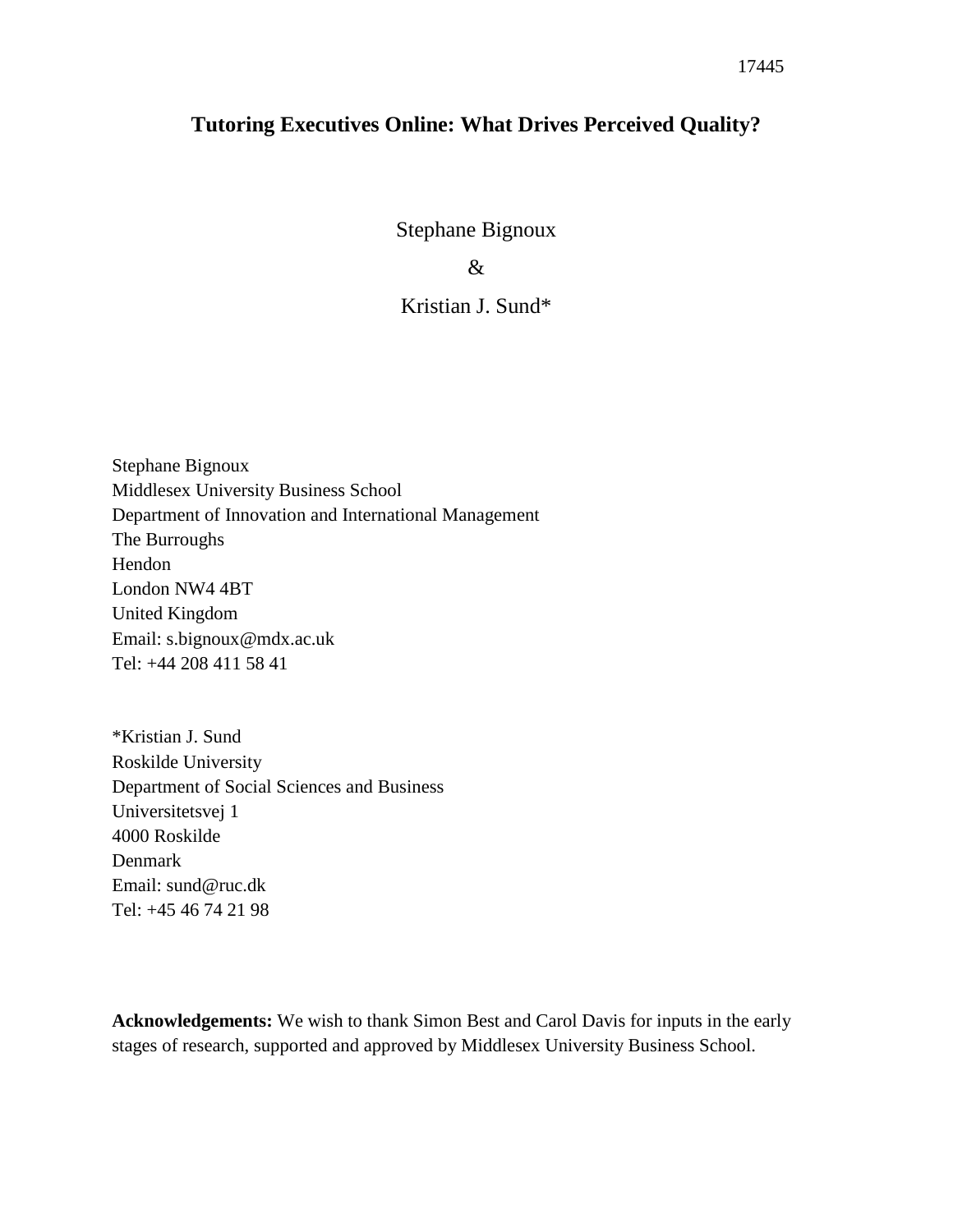17445

# Tutoring Executives Online: What Drives Perceived Quality?

Stephane Bignoux

&

Kristian J. Sund*

Stephane Bignoux
Middlesex University Business School
Department of Innovation and International Management
The Burroughs
Hendon
London NW4 4BT
United Kingdom
Email: s.bignoux@mdx.ac.uk
Tel: +44 208 411 58 41

*Kristian J. Sund
Roskilde University
Department of Social Sciences and Business
Universitetsvej 1
4000 Roskilde
Denmark
Email: sund@ruc.dk
Tel: +45 46 74 21 98

**Acknowledgements:** We wish to thank Simon Best and Carol Davis for inputs in the early stages of research, supported and approved by Middlesex University Business School.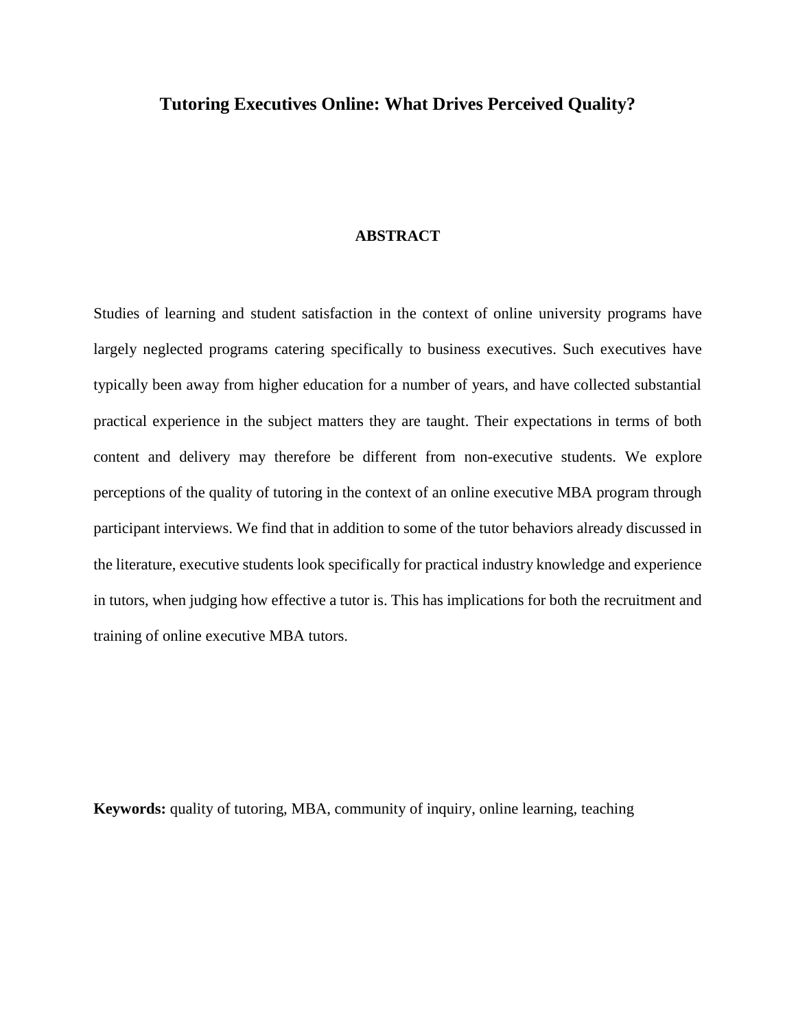# Tutoring Executives Online: What Drives Perceived Quality?

## ABSTRACT

Studies of learning and student satisfaction in the context of online university programs have largely neglected programs catering specifically to business executives. Such executives have typically been away from higher education for a number of years, and have collected substantial practical experience in the subject matters they are taught. Their expectations in terms of both content and delivery may therefore be different from non-executive students. We explore perceptions of the quality of tutoring in the context of an online executive MBA program through participant interviews. We find that in addition to some of the tutor behaviors already discussed in the literature, executive students look specifically for practical industry knowledge and experience in tutors, when judging how effective a tutor is. This has implications for both the recruitment and training of online executive MBA tutors.

**Keywords:** quality of tutoring, MBA, community of inquiry, online learning, teaching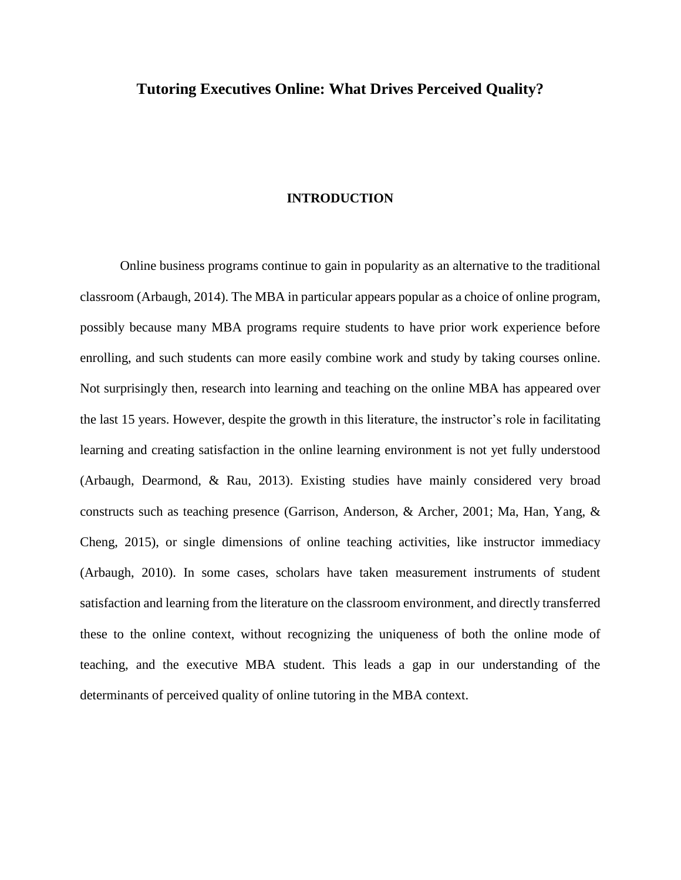# Tutoring Executives Online: What Drives Perceived Quality?

## INTRODUCTION

Online business programs continue to gain in popularity as an alternative to the traditional classroom (Arbaugh, 2014). The MBA in particular appears popular as a choice of online program, possibly because many MBA programs require students to have prior work experience before enrolling, and such students can more easily combine work and study by taking courses online. Not surprisingly then, research into learning and teaching on the online MBA has appeared over the last 15 years. However, despite the growth in this literature, the instructor's role in facilitating learning and creating satisfaction in the online learning environment is not yet fully understood (Arbaugh, Dearmond, & Rau, 2013). Existing studies have mainly considered very broad constructs such as teaching presence (Garrison, Anderson, & Archer, 2001; Ma, Han, Yang, & Cheng, 2015), or single dimensions of online teaching activities, like instructor immediacy (Arbaugh, 2010). In some cases, scholars have taken measurement instruments of student satisfaction and learning from the literature on the classroom environment, and directly transferred these to the online context, without recognizing the uniqueness of both the online mode of teaching, and the executive MBA student. This leads a gap in our understanding of the determinants of perceived quality of online tutoring in the MBA context.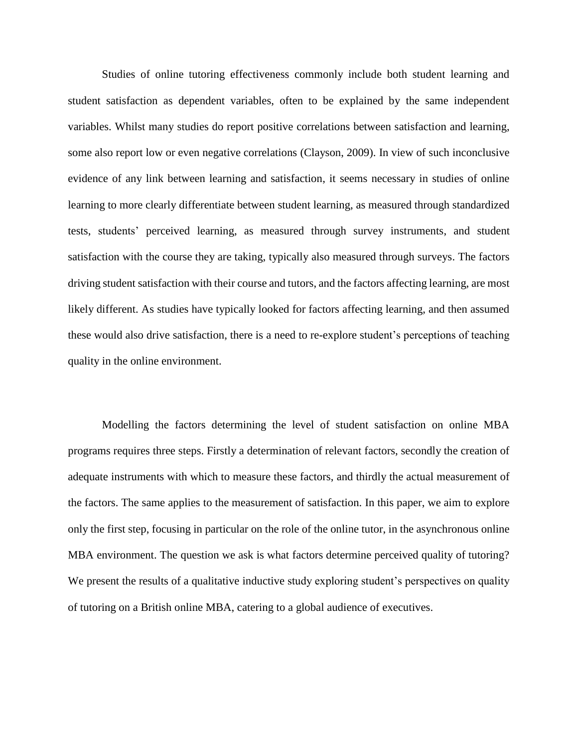Studies of online tutoring effectiveness commonly include both student learning and student satisfaction as dependent variables, often to be explained by the same independent variables. Whilst many studies do report positive correlations between satisfaction and learning, some also report low or even negative correlations (Clayson, 2009). In view of such inconclusive evidence of any link between learning and satisfaction, it seems necessary in studies of online learning to more clearly differentiate between student learning, as measured through standardized tests, students' perceived learning, as measured through survey instruments, and student satisfaction with the course they are taking, typically also measured through surveys. The factors driving student satisfaction with their course and tutors, and the factors affecting learning, are most likely different. As studies have typically looked for factors affecting learning, and then assumed these would also drive satisfaction, there is a need to re-explore student's perceptions of teaching quality in the online environment.

Modelling the factors determining the level of student satisfaction on online MBA programs requires three steps. Firstly a determination of relevant factors, secondly the creation of adequate instruments with which to measure these factors, and thirdly the actual measurement of the factors. The same applies to the measurement of satisfaction. In this paper, we aim to explore only the first step, focusing in particular on the role of the online tutor, in the asynchronous online MBA environment. The question we ask is what factors determine perceived quality of tutoring? We present the results of a qualitative inductive study exploring student's perspectives on quality of tutoring on a British online MBA, catering to a global audience of executives.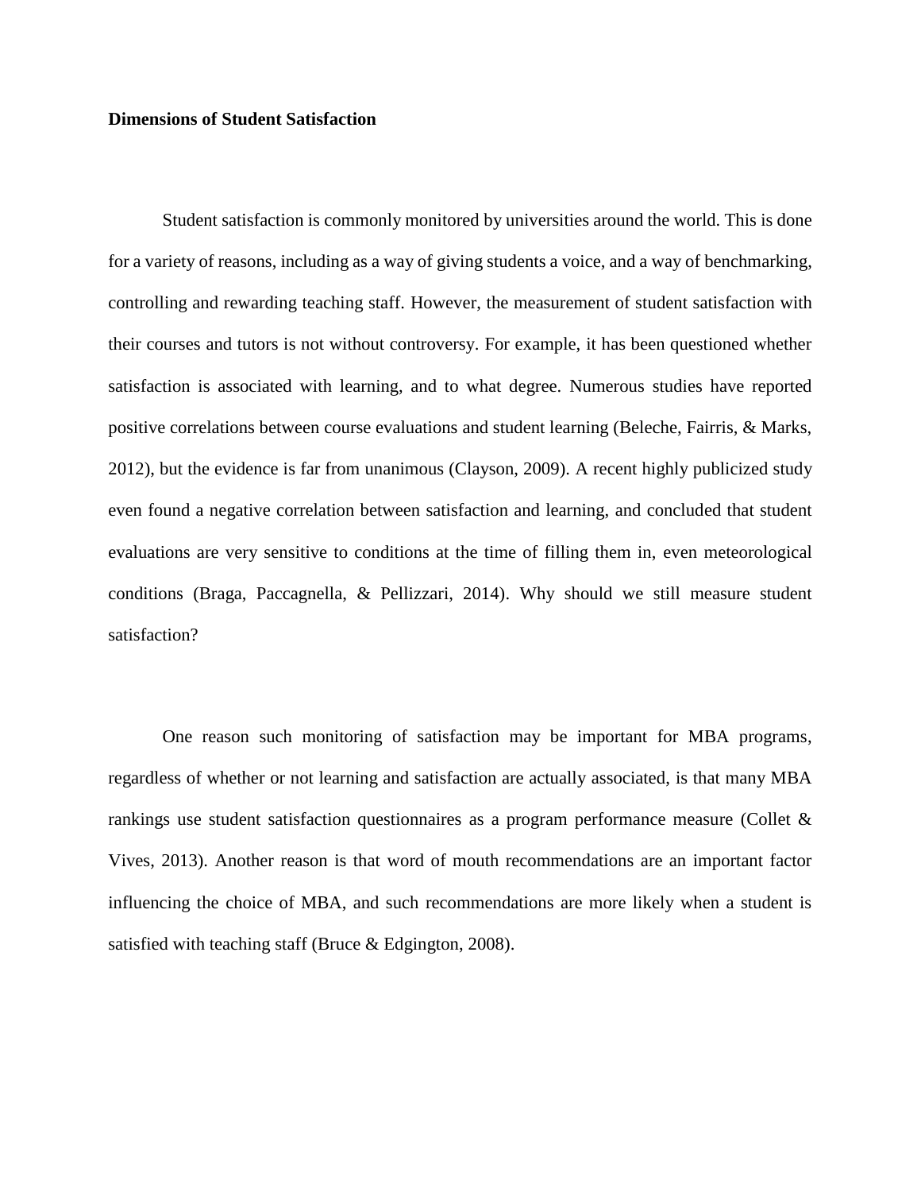**Dimensions of Student Satisfaction**

Student satisfaction is commonly monitored by universities around the world. This is done for a variety of reasons, including as a way of giving students a voice, and a way of benchmarking, controlling and rewarding teaching staff. However, the measurement of student satisfaction with their courses and tutors is not without controversy. For example, it has been questioned whether satisfaction is associated with learning, and to what degree. Numerous studies have reported positive correlations between course evaluations and student learning (Beleche, Fairris, & Marks, 2012), but the evidence is far from unanimous (Clayson, 2009). A recent highly publicized study even found a negative correlation between satisfaction and learning, and concluded that student evaluations are very sensitive to conditions at the time of filling them in, even meteorological conditions (Braga, Paccagnella, & Pellizzari, 2014). Why should we still measure student satisfaction?

One reason such monitoring of satisfaction may be important for MBA programs, regardless of whether or not learning and satisfaction are actually associated, is that many MBA rankings use student satisfaction questionnaires as a program performance measure (Collet & Vives, 2013). Another reason is that word of mouth recommendations are an important factor influencing the choice of MBA, and such recommendations are more likely when a student is satisfied with teaching staff (Bruce & Edgington, 2008).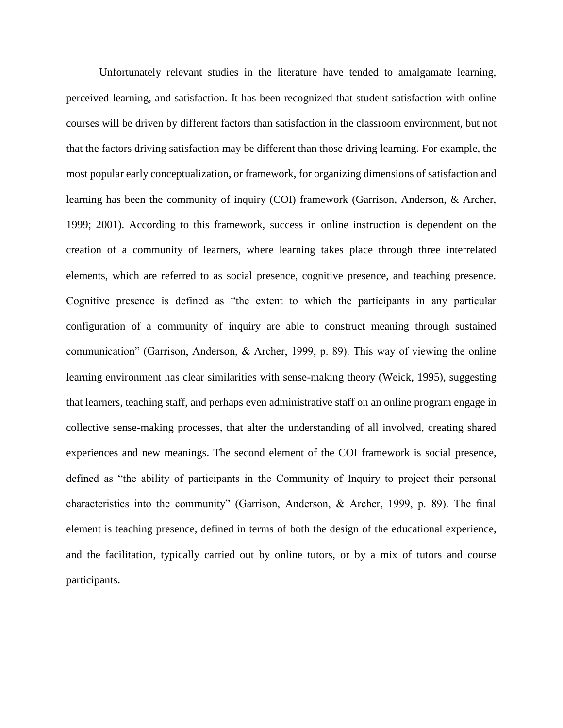Unfortunately relevant studies in the literature have tended to amalgamate learning, perceived learning, and satisfaction. It has been recognized that student satisfaction with online courses will be driven by different factors than satisfaction in the classroom environment, but not that the factors driving satisfaction may be different than those driving learning. For example, the most popular early conceptualization, or framework, for organizing dimensions of satisfaction and learning has been the community of inquiry (COI) framework (Garrison, Anderson, & Archer, 1999; 2001). According to this framework, success in online instruction is dependent on the creation of a community of learners, where learning takes place through three interrelated elements, which are referred to as social presence, cognitive presence, and teaching presence. Cognitive presence is defined as "the extent to which the participants in any particular configuration of a community of inquiry are able to construct meaning through sustained communication" (Garrison, Anderson, & Archer, 1999, p. 89). This way of viewing the online learning environment has clear similarities with sense-making theory (Weick, 1995), suggesting that learners, teaching staff, and perhaps even administrative staff on an online program engage in collective sense-making processes, that alter the understanding of all involved, creating shared experiences and new meanings. The second element of the COI framework is social presence, defined as "the ability of participants in the Community of Inquiry to project their personal characteristics into the community" (Garrison, Anderson, & Archer, 1999, p. 89). The final element is teaching presence, defined in terms of both the design of the educational experience, and the facilitation, typically carried out by online tutors, or by a mix of tutors and course participants.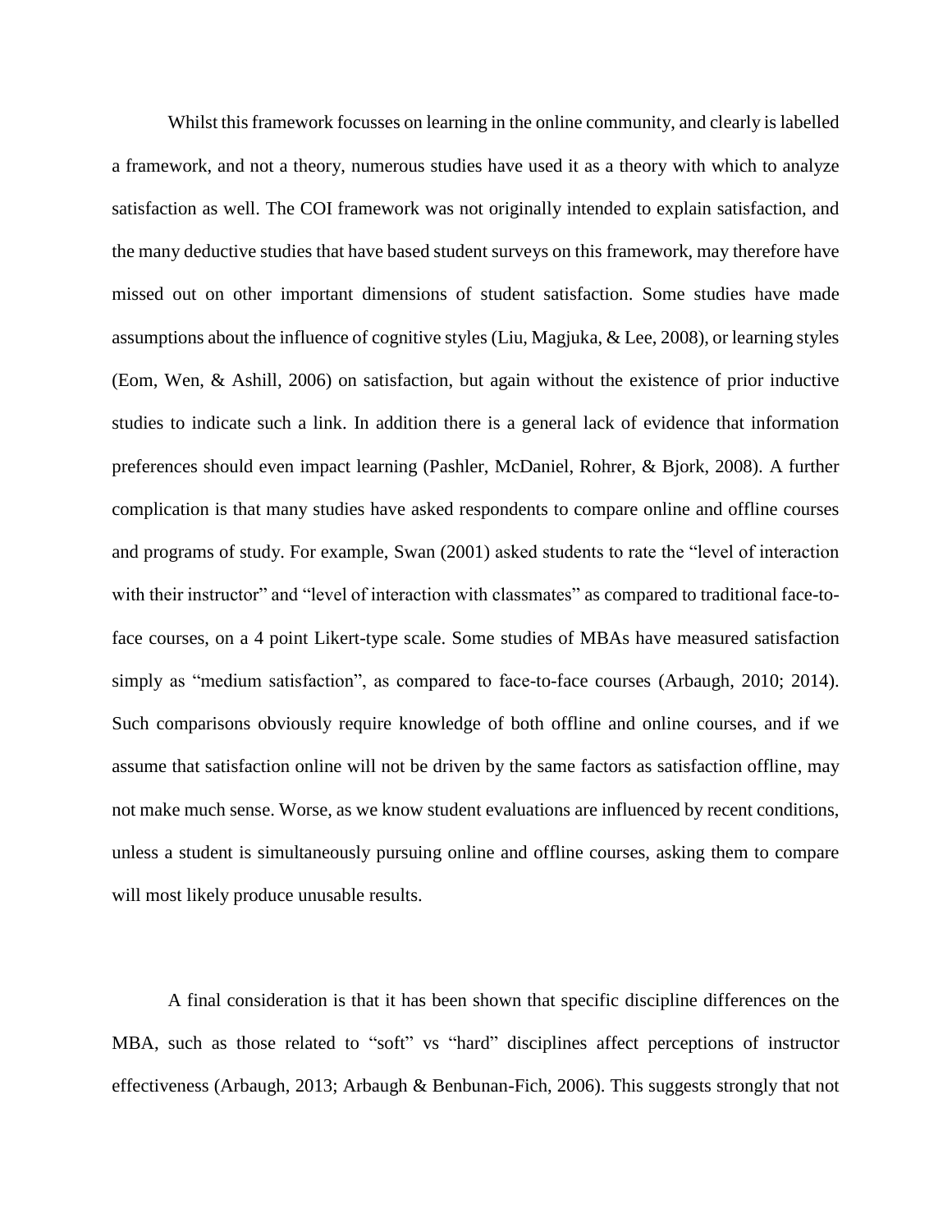Whilst this framework focusses on learning in the online community, and clearly is labelled a framework, and not a theory, numerous studies have used it as a theory with which to analyze satisfaction as well. The COI framework was not originally intended to explain satisfaction, and the many deductive studies that have based student surveys on this framework, may therefore have missed out on other important dimensions of student satisfaction. Some studies have made assumptions about the influence of cognitive styles (Liu, Magjuka, & Lee, 2008), or learning styles (Eom, Wen, & Ashill, 2006) on satisfaction, but again without the existence of prior inductive studies to indicate such a link. In addition there is a general lack of evidence that information preferences should even impact learning (Pashler, McDaniel, Rohrer, & Bjork, 2008). A further complication is that many studies have asked respondents to compare online and offline courses and programs of study. For example, Swan (2001) asked students to rate the "level of interaction with their instructor" and "level of interaction with classmates" as compared to traditional face-to-face courses, on a 4 point Likert-type scale. Some studies of MBAs have measured satisfaction simply as "medium satisfaction", as compared to face-to-face courses (Arbaugh, 2010; 2014). Such comparisons obviously require knowledge of both offline and online courses, and if we assume that satisfaction online will not be driven by the same factors as satisfaction offline, may not make much sense. Worse, as we know student evaluations are influenced by recent conditions, unless a student is simultaneously pursuing online and offline courses, asking them to compare will most likely produce unusable results.

A final consideration is that it has been shown that specific discipline differences on the MBA, such as those related to "soft" vs "hard" disciplines affect perceptions of instructor effectiveness (Arbaugh, 2013; Arbaugh & Benbunan-Fich, 2006). This suggests strongly that not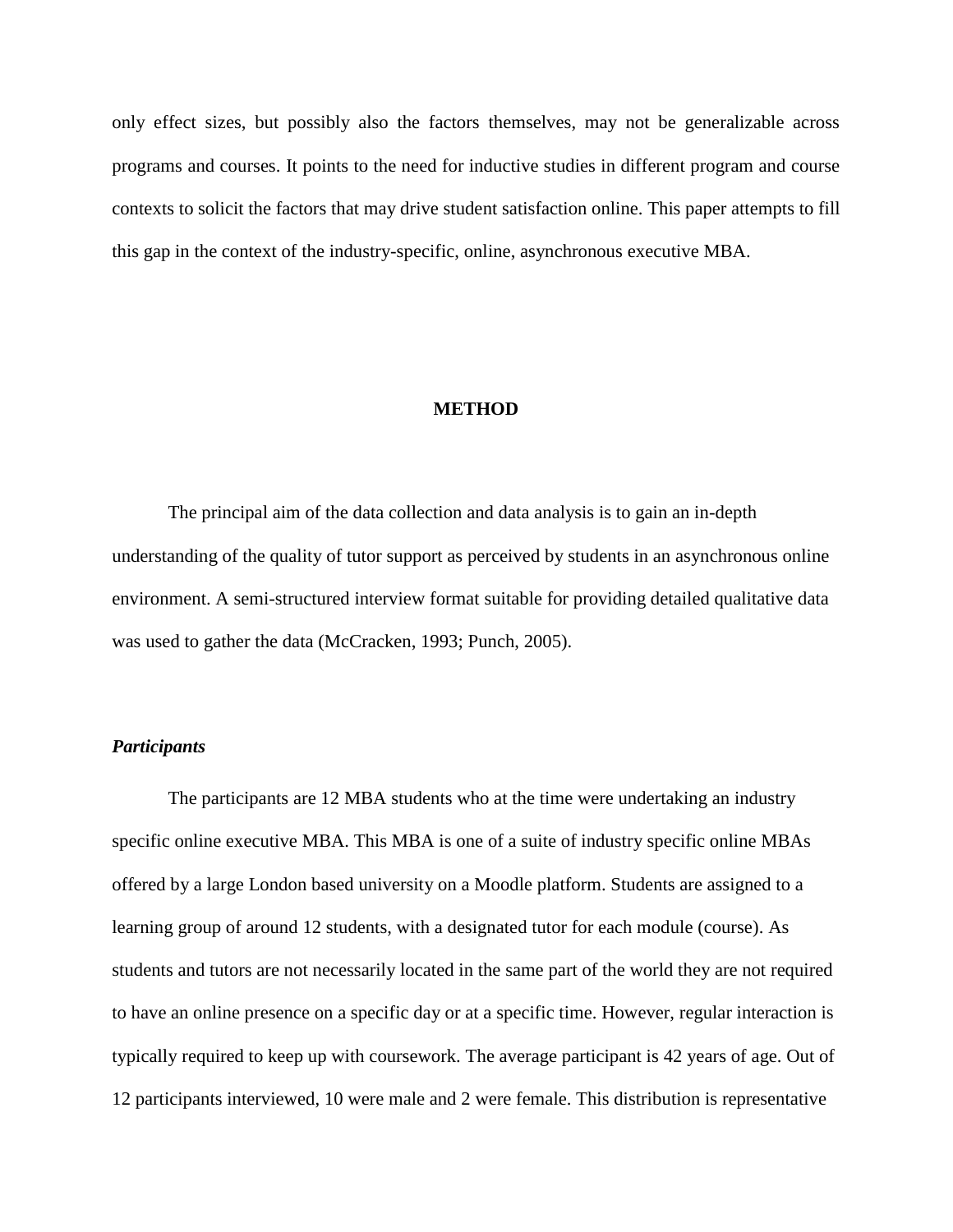only effect sizes, but possibly also the factors themselves, may not be generalizable across programs and courses. It points to the need for inductive studies in different program and course contexts to solicit the factors that may drive student satisfaction online. This paper attempts to fill this gap in the context of the industry-specific, online, asynchronous executive MBA.

## METHOD

The principal aim of the data collection and data analysis is to gain an in-depth understanding of the quality of tutor support as perceived by students in an asynchronous online environment. A semi-structured interview format suitable for providing detailed qualitative data was used to gather the data (McCracken, 1993; Punch, 2005).

### *Participants*

The participants are 12 MBA students who at the time were undertaking an industry specific online executive MBA. This MBA is one of a suite of industry specific online MBAs offered by a large London based university on a Moodle platform. Students are assigned to a learning group of around 12 students, with a designated tutor for each module (course). As students and tutors are not necessarily located in the same part of the world they are not required to have an online presence on a specific day or at a specific time. However, regular interaction is typically required to keep up with coursework. The average participant is 42 years of age. Out of 12 participants interviewed, 10 were male and 2 were female. This distribution is representative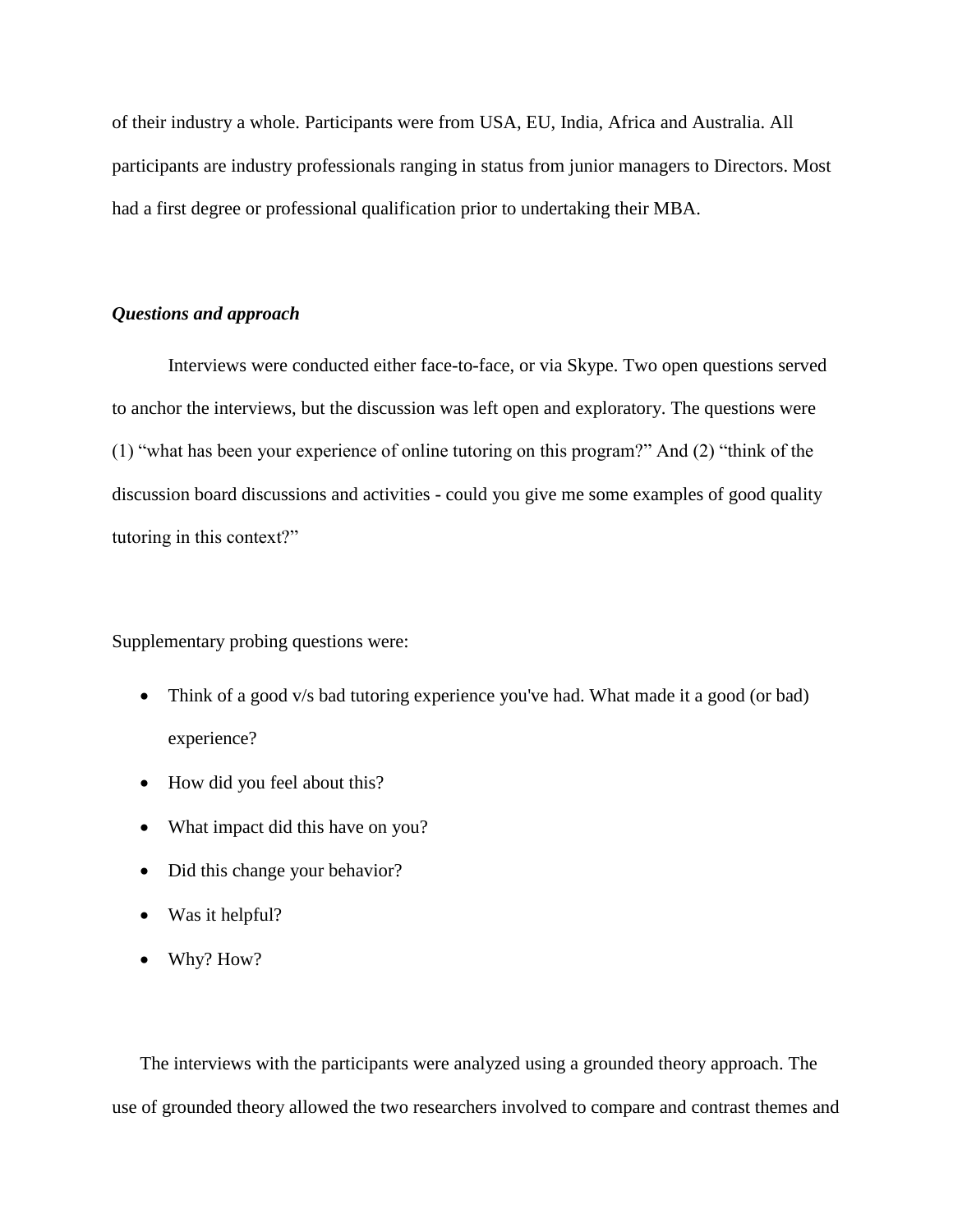of their industry a whole. Participants were from USA, EU, India, Africa and Australia. All participants are industry professionals ranging in status from junior managers to Directors. Most had a first degree or professional qualification prior to undertaking their MBA.

***Questions and approach***

Interviews were conducted either face-to-face, or via Skype. Two open questions served to anchor the interviews, but the discussion was left open and exploratory. The questions were (1) "what has been your experience of online tutoring on this program?" And (2) "think of the discussion board discussions and activities - could you give me some examples of good quality tutoring in this context?"

Supplementary probing questions were:

- Think of a good v/s bad tutoring experience you've had. What made it a good (or bad) experience?
- How did you feel about this?
- What impact did this have on you?
- Did this change your behavior?
- Was it helpful?
- Why? How?

The interviews with the participants were analyzed using a grounded theory approach. The use of grounded theory allowed the two researchers involved to compare and contrast themes and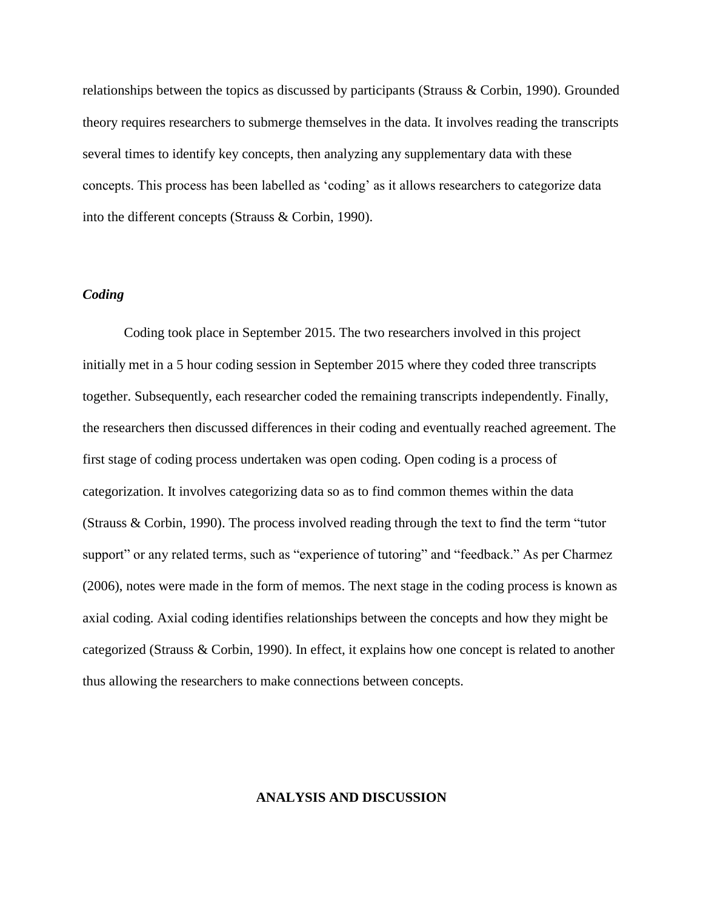relationships between the topics as discussed by participants (Strauss & Corbin, 1990). Grounded theory requires researchers to submerge themselves in the data. It involves reading the transcripts several times to identify key concepts, then analyzing any supplementary data with these concepts. This process has been labelled as 'coding' as it allows researchers to categorize data into the different concepts (Strauss & Corbin, 1990).

### *Coding*

Coding took place in September 2015. The two researchers involved in this project initially met in a 5 hour coding session in September 2015 where they coded three transcripts together. Subsequently, each researcher coded the remaining transcripts independently. Finally, the researchers then discussed differences in their coding and eventually reached agreement. The first stage of coding process undertaken was open coding. Open coding is a process of categorization. It involves categorizing data so as to find common themes within the data (Strauss & Corbin, 1990). The process involved reading through the text to find the term "tutor support" or any related terms, such as "experience of tutoring" and "feedback." As per Charmez (2006), notes were made in the form of memos. The next stage in the coding process is known as axial coding. Axial coding identifies relationships between the concepts and how they might be categorized (Strauss & Corbin, 1990). In effect, it explains how one concept is related to another thus allowing the researchers to make connections between concepts.

## ANALYSIS AND DISCUSSION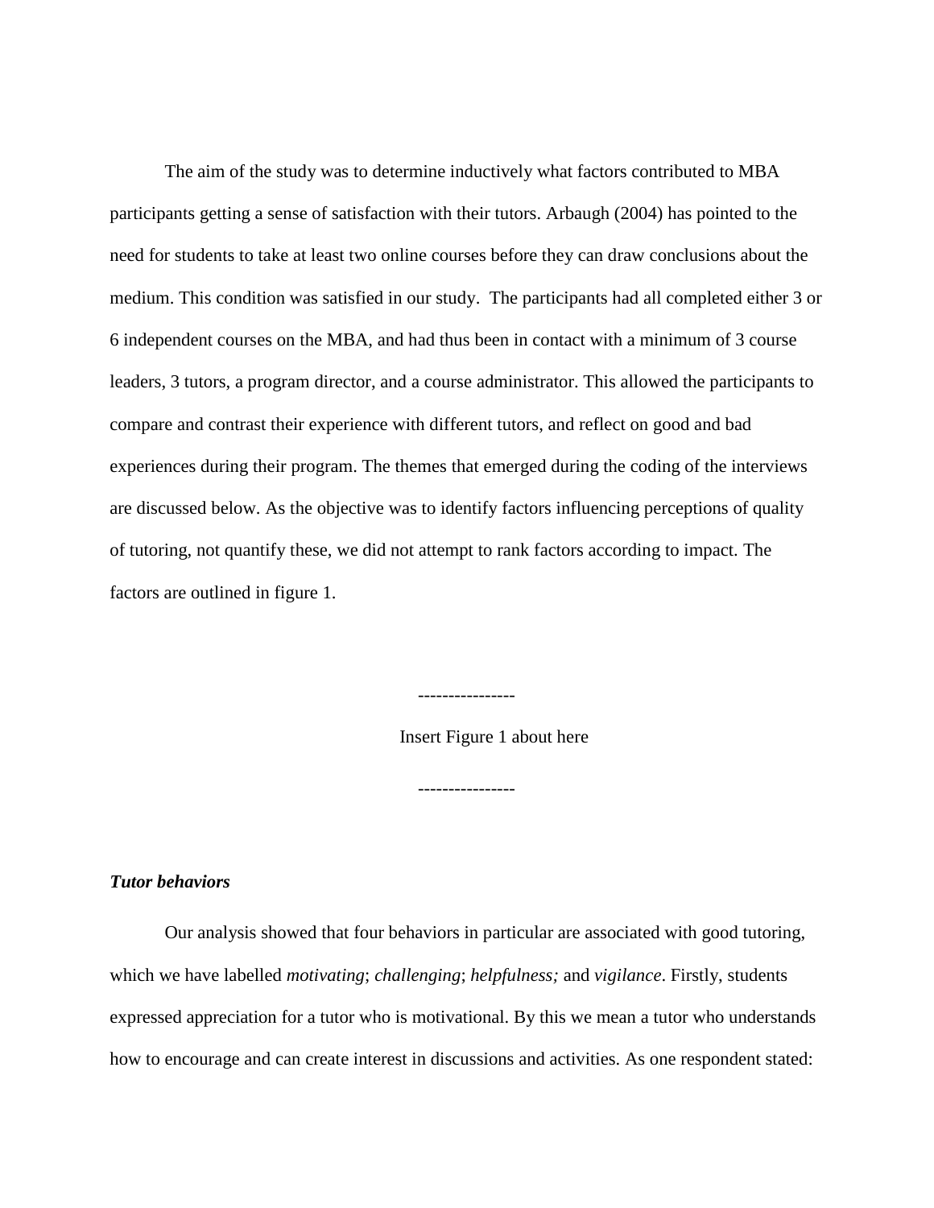The aim of the study was to determine inductively what factors contributed to MBA participants getting a sense of satisfaction with their tutors. Arbaugh (2004) has pointed to the need for students to take at least two online courses before they can draw conclusions about the medium. This condition was satisfied in our study. The participants had all completed either 3 or 6 independent courses on the MBA, and had thus been in contact with a minimum of 3 course leaders, 3 tutors, a program director, and a course administrator. This allowed the participants to compare and contrast their experience with different tutors, and reflect on good and bad experiences during their program. The themes that emerged during the coding of the interviews are discussed below. As the objective was to identify factors influencing perceptions of quality of tutoring, not quantify these, we did not attempt to rank factors according to impact. The factors are outlined in figure 1.

----------------

Insert Figure 1 about here

----------------

***Tutor behaviors***

Our analysis showed that four behaviors in particular are associated with good tutoring, which we have labelled *motivating*; *challenging*; *helpfulness;* and *vigilance*. Firstly, students expressed appreciation for a tutor who is motivational. By this we mean a tutor who understands how to encourage and can create interest in discussions and activities. As one respondent stated: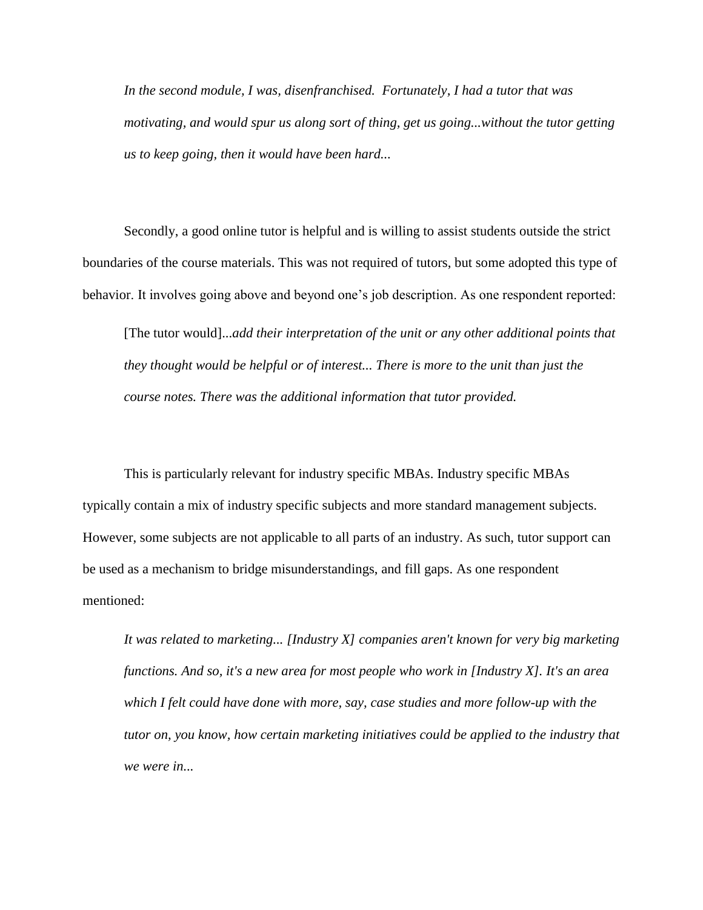> *In the second module, I was, disenfranchised. Fortunately, I had a tutor that was motivating, and would spur us along sort of thing, get us going...without the tutor getting us to keep going, then it would have been hard...*

Secondly, a good online tutor is helpful and is willing to assist students outside the strict boundaries of the course materials. This was not required of tutors, but some adopted this type of behavior. It involves going above and beyond one's job description. As one respondent reported:

> [The tutor would]...*add their interpretation of the unit or any other additional points that they thought would be helpful or of interest... There is more to the unit than just the course notes. There was the additional information that tutor provided.*

This is particularly relevant for industry specific MBAs. Industry specific MBAs typically contain a mix of industry specific subjects and more standard management subjects. However, some subjects are not applicable to all parts of an industry. As such, tutor support can be used as a mechanism to bridge misunderstandings, and fill gaps. As one respondent mentioned:

> *It was related to marketing... [Industry X] companies aren't known for very big marketing functions. And so, it's a new area for most people who work in [Industry X]. It's an area which I felt could have done with more, say, case studies and more follow-up with the tutor on, you know, how certain marketing initiatives could be applied to the industry that we were in...*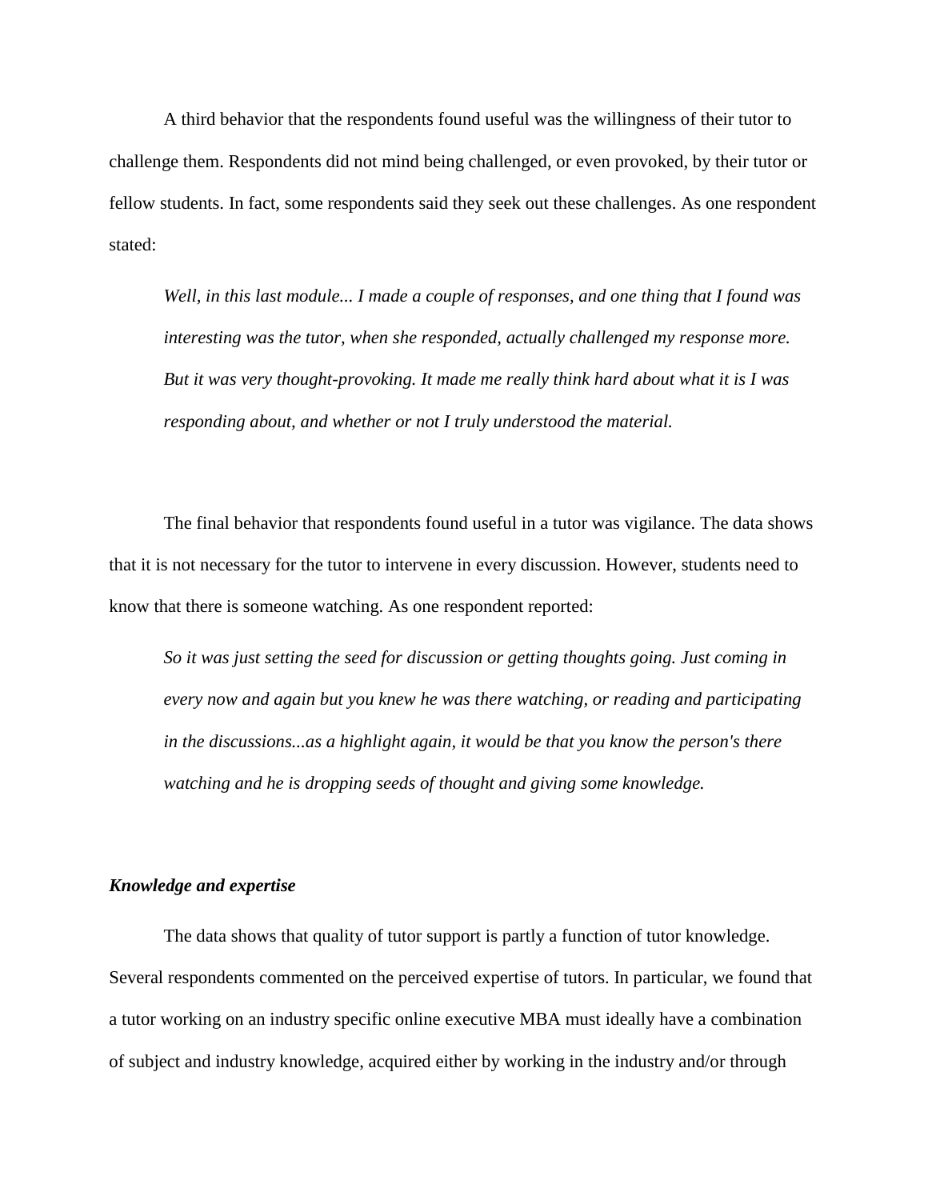A third behavior that the respondents found useful was the willingness of their tutor to challenge them. Respondents did not mind being challenged, or even provoked, by their tutor or fellow students. In fact, some respondents said they seek out these challenges. As one respondent stated:

> *Well, in this last module... I made a couple of responses, and one thing that I found was interesting was the tutor, when she responded, actually challenged my response more. But it was very thought-provoking. It made me really think hard about what it is I was responding about, and whether or not I truly understood the material.*

The final behavior that respondents found useful in a tutor was vigilance. The data shows that it is not necessary for the tutor to intervene in every discussion. However, students need to know that there is someone watching. As one respondent reported:

> *So it was just setting the seed for discussion or getting thoughts going. Just coming in every now and again but you knew he was there watching, or reading and participating in the discussions...as a highlight again, it would be that you know the person's there watching and he is dropping seeds of thought and giving some knowledge.*

### *Knowledge and expertise*

The data shows that quality of tutor support is partly a function of tutor knowledge. Several respondents commented on the perceived expertise of tutors. In particular, we found that a tutor working on an industry specific online executive MBA must ideally have a combination of subject and industry knowledge, acquired either by working in the industry and/or through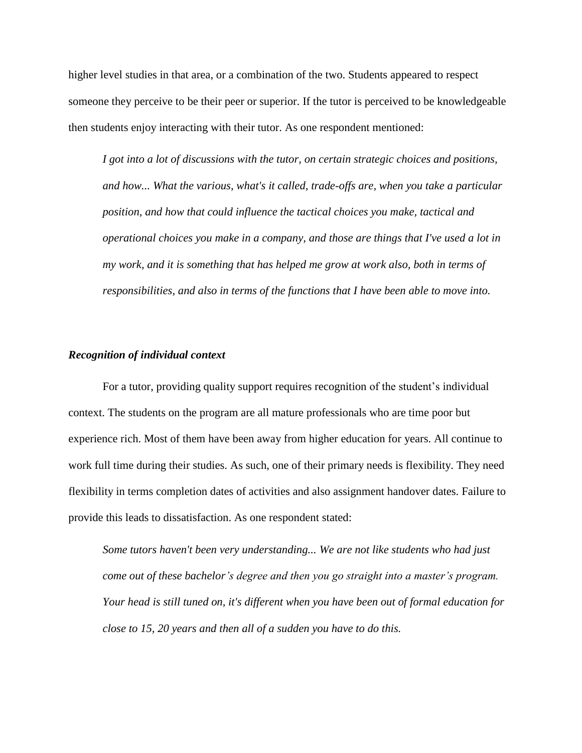higher level studies in that area, or a combination of the two. Students appeared to respect someone they perceive to be their peer or superior. If the tutor is perceived to be knowledgeable then students enjoy interacting with their tutor. As one respondent mentioned:

> *I got into a lot of discussions with the tutor, on certain strategic choices and positions, and how... What the various, what's it called, trade-offs are, when you take a particular position, and how that could influence the tactical choices you make, tactical and operational choices you make in a company, and those are things that I've used a lot in my work, and it is something that has helped me grow at work also, both in terms of responsibilities, and also in terms of the functions that I have been able to move into.*

### *Recognition of individual context*

For a tutor, providing quality support requires recognition of the student's individual context. The students on the program are all mature professionals who are time poor but experience rich. Most of them have been away from higher education for years. All continue to work full time during their studies. As such, one of their primary needs is flexibility. They need flexibility in terms completion dates of activities and also assignment handover dates. Failure to provide this leads to dissatisfaction. As one respondent stated:

> *Some tutors haven't been very understanding... We are not like students who had just come out of these bachelor's degree and then you go straight into a master's program. Your head is still tuned on, it's different when you have been out of formal education for close to 15, 20 years and then all of a sudden you have to do this.*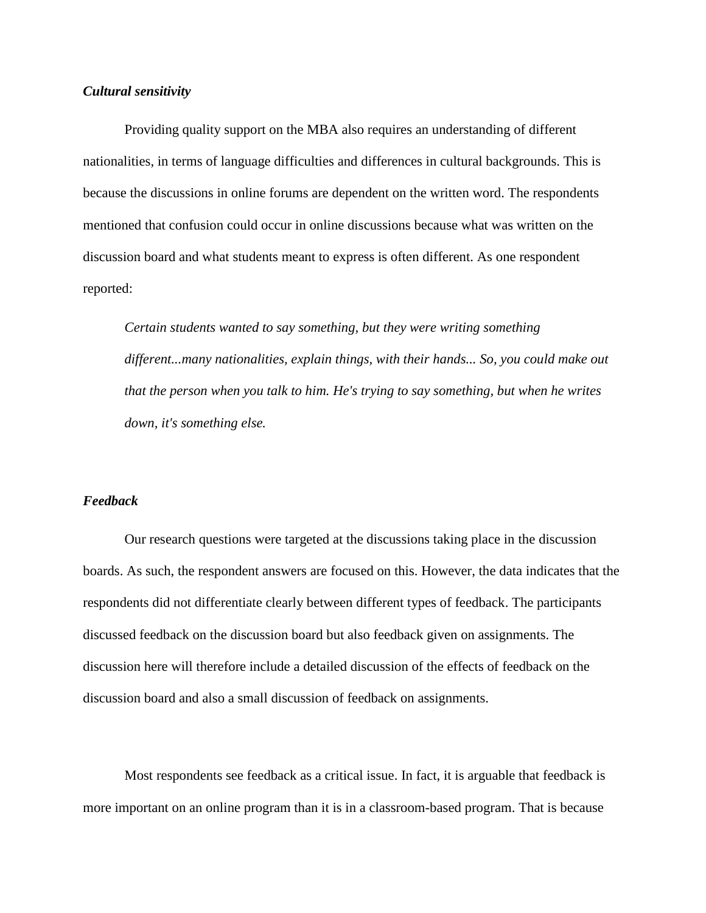***Cultural sensitivity***

Providing quality support on the MBA also requires an understanding of different nationalities, in terms of language difficulties and differences in cultural backgrounds. This is because the discussions in online forums are dependent on the written word. The respondents mentioned that confusion could occur in online discussions because what was written on the discussion board and what students meant to express is often different. As one respondent reported:

> *Certain students wanted to say something, but they were writing something different...many nationalities, explain things, with their hands... So, you could make out that the person when you talk to him. He's trying to say something, but when he writes down, it's something else.*

***Feedback***

Our research questions were targeted at the discussions taking place in the discussion boards. As such, the respondent answers are focused on this. However, the data indicates that the respondents did not differentiate clearly between different types of feedback. The participants discussed feedback on the discussion board but also feedback given on assignments. The discussion here will therefore include a detailed discussion of the effects of feedback on the discussion board and also a small discussion of feedback on assignments.

Most respondents see feedback as a critical issue. In fact, it is arguable that feedback is more important on an online program than it is in a classroom-based program. That is because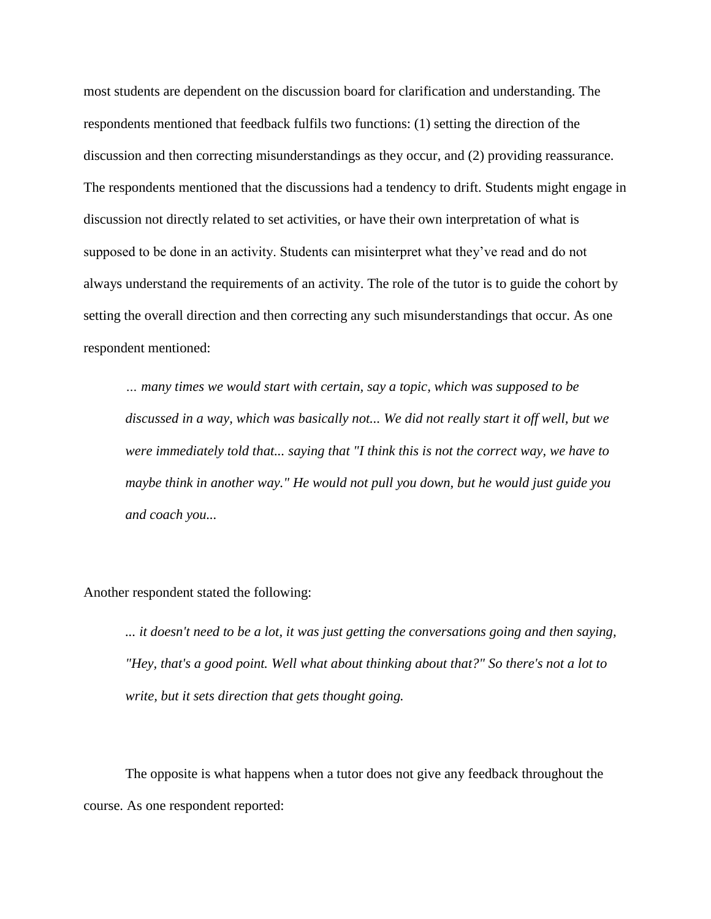most students are dependent on the discussion board for clarification and understanding. The respondents mentioned that feedback fulfils two functions: (1) setting the direction of the discussion and then correcting misunderstandings as they occur, and (2) providing reassurance. The respondents mentioned that the discussions had a tendency to drift. Students might engage in discussion not directly related to set activities, or have their own interpretation of what is supposed to be done in an activity. Students can misinterpret what they've read and do not always understand the requirements of an activity. The role of the tutor is to guide the cohort by setting the overall direction and then correcting any such misunderstandings that occur. As one respondent mentioned:

> *… many times we would start with certain, say a topic, which was supposed to be discussed in a way, which was basically not... We did not really start it off well, but we were immediately told that... saying that "I think this is not the correct way, we have to maybe think in another way." He would not pull you down, but he would just guide you and coach you...*

Another respondent stated the following:

> *... it doesn't need to be a lot, it was just getting the conversations going and then saying, "Hey, that's a good point. Well what about thinking about that?" So there's not a lot to write, but it sets direction that gets thought going.*

The opposite is what happens when a tutor does not give any feedback throughout the course. As one respondent reported: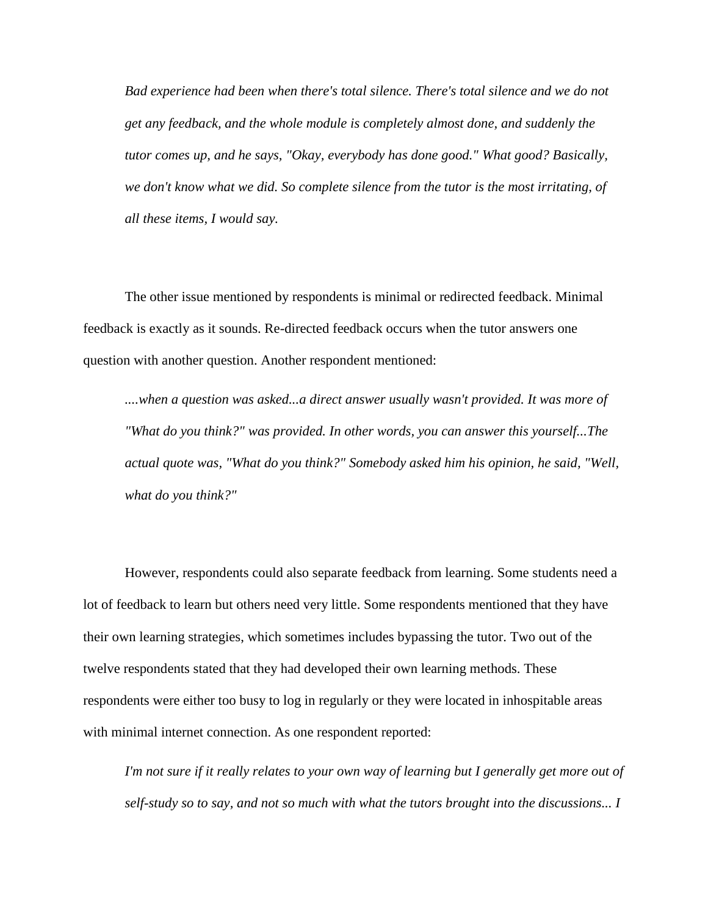> *Bad experience had been when there's total silence. There's total silence and we do not get any feedback, and the whole module is completely almost done, and suddenly the tutor comes up, and he says, "Okay, everybody has done good." What good? Basically, we don't know what we did. So complete silence from the tutor is the most irritating, of all these items, I would say.*

The other issue mentioned by respondents is minimal or redirected feedback. Minimal feedback is exactly as it sounds. Re-directed feedback occurs when the tutor answers one question with another question. Another respondent mentioned:

> *....when a question was asked...a direct answer usually wasn't provided. It was more of "What do you think?" was provided. In other words, you can answer this yourself...The actual quote was, "What do you think?" Somebody asked him his opinion, he said, "Well, what do you think?"*

However, respondents could also separate feedback from learning. Some students need a lot of feedback to learn but others need very little. Some respondents mentioned that they have their own learning strategies, which sometimes includes bypassing the tutor. Two out of the twelve respondents stated that they had developed their own learning methods. These respondents were either too busy to log in regularly or they were located in inhospitable areas with minimal internet connection. As one respondent reported:

> *I'm not sure if it really relates to your own way of learning but I generally get more out of self-study so to say, and not so much with what the tutors brought into the discussions... I*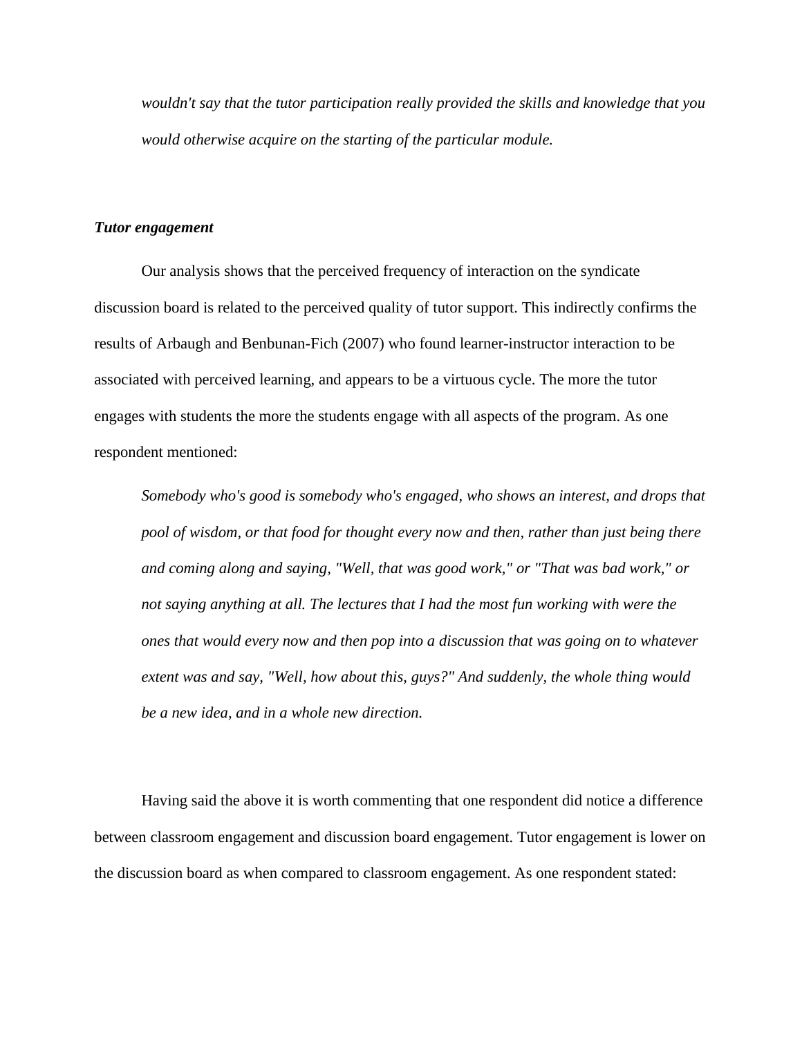*wouldn't say that the tutor participation really provided the skills and knowledge that you would otherwise acquire on the starting of the particular module.*

***Tutor engagement***

Our analysis shows that the perceived frequency of interaction on the syndicate discussion board is related to the perceived quality of tutor support. This indirectly confirms the results of Arbaugh and Benbunan-Fich (2007) who found learner-instructor interaction to be associated with perceived learning, and appears to be a virtuous cycle. The more the tutor engages with students the more the students engage with all aspects of the program. As one respondent mentioned:

*Somebody who's good is somebody who's engaged, who shows an interest, and drops that pool of wisdom, or that food for thought every now and then, rather than just being there and coming along and saying, "Well, that was good work," or "That was bad work," or not saying anything at all. The lectures that I had the most fun working with were the ones that would every now and then pop into a discussion that was going on to whatever extent was and say, "Well, how about this, guys?" And suddenly, the whole thing would be a new idea, and in a whole new direction.*

Having said the above it is worth commenting that one respondent did notice a difference between classroom engagement and discussion board engagement. Tutor engagement is lower on the discussion board as when compared to classroom engagement. As one respondent stated: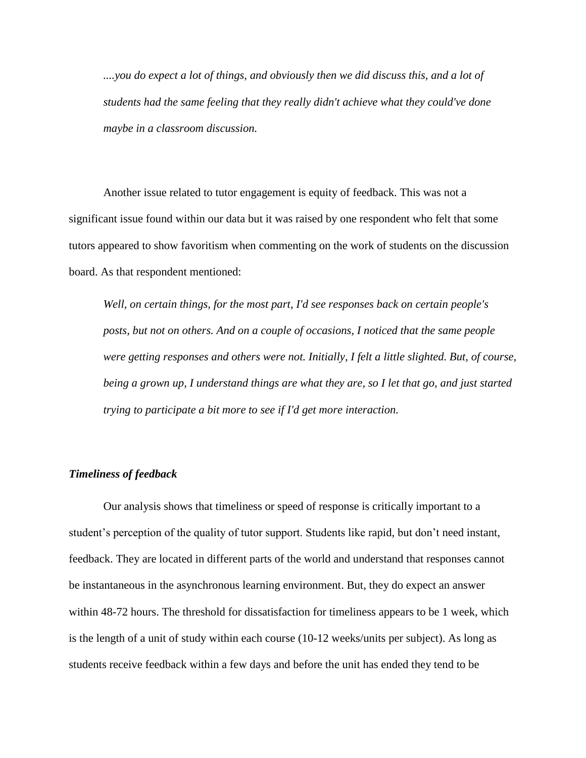> *....you do expect a lot of things, and obviously then we did discuss this, and a lot of students had the same feeling that they really didn't achieve what they could've done maybe in a classroom discussion.*

Another issue related to tutor engagement is equity of feedback. This was not a significant issue found within our data but it was raised by one respondent who felt that some tutors appeared to show favoritism when commenting on the work of students on the discussion board. As that respondent mentioned:

> *Well, on certain things, for the most part, I'd see responses back on certain people's posts, but not on others. And on a couple of occasions, I noticed that the same people were getting responses and others were not. Initially, I felt a little slighted. But, of course, being a grown up, I understand things are what they are, so I let that go, and just started trying to participate a bit more to see if I'd get more interaction.*

### *Timeliness of feedback*

Our analysis shows that timeliness or speed of response is critically important to a student's perception of the quality of tutor support. Students like rapid, but don't need instant, feedback. They are located in different parts of the world and understand that responses cannot be instantaneous in the asynchronous learning environment. But, they do expect an answer within 48-72 hours. The threshold for dissatisfaction for timeliness appears to be 1 week, which is the length of a unit of study within each course (10-12 weeks/units per subject). As long as students receive feedback within a few days and before the unit has ended they tend to be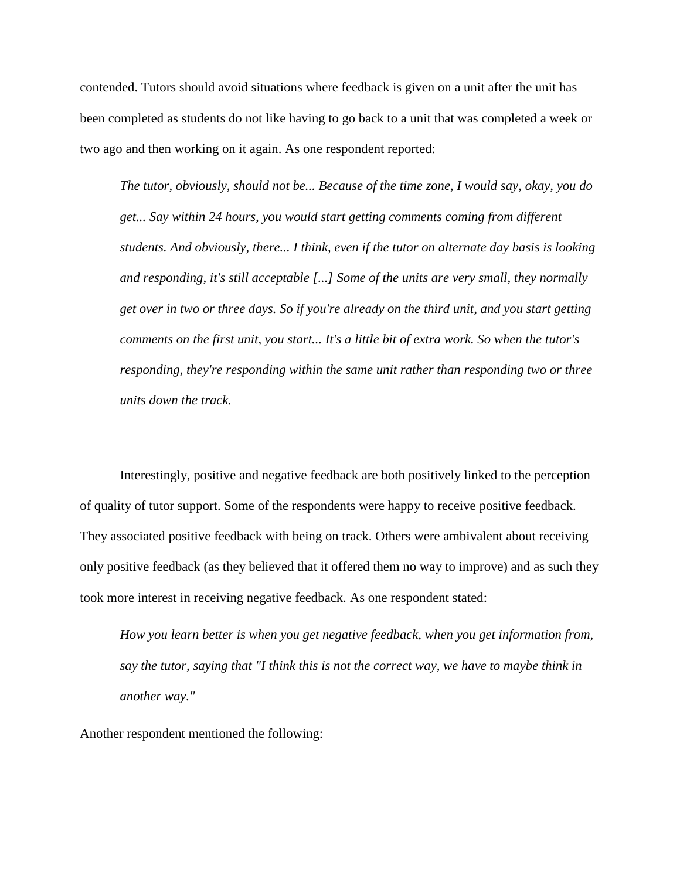contended. Tutors should avoid situations where feedback is given on a unit after the unit has been completed as students do not like having to go back to a unit that was completed a week or two ago and then working on it again. As one respondent reported:

> *The tutor, obviously, should not be... Because of the time zone, I would say, okay, you do get... Say within 24 hours, you would start getting comments coming from different students. And obviously, there... I think, even if the tutor on alternate day basis is looking and responding, it's still acceptable [...] Some of the units are very small, they normally get over in two or three days. So if you're already on the third unit, and you start getting comments on the first unit, you start... It's a little bit of extra work. So when the tutor's responding, they're responding within the same unit rather than responding two or three units down the track.*

Interestingly, positive and negative feedback are both positively linked to the perception of quality of tutor support. Some of the respondents were happy to receive positive feedback. They associated positive feedback with being on track. Others were ambivalent about receiving only positive feedback (as they believed that it offered them no way to improve) and as such they took more interest in receiving negative feedback. As one respondent stated:

> *How you learn better is when you get negative feedback, when you get information from, say the tutor, saying that "I think this is not the correct way, we have to maybe think in another way."*

Another respondent mentioned the following: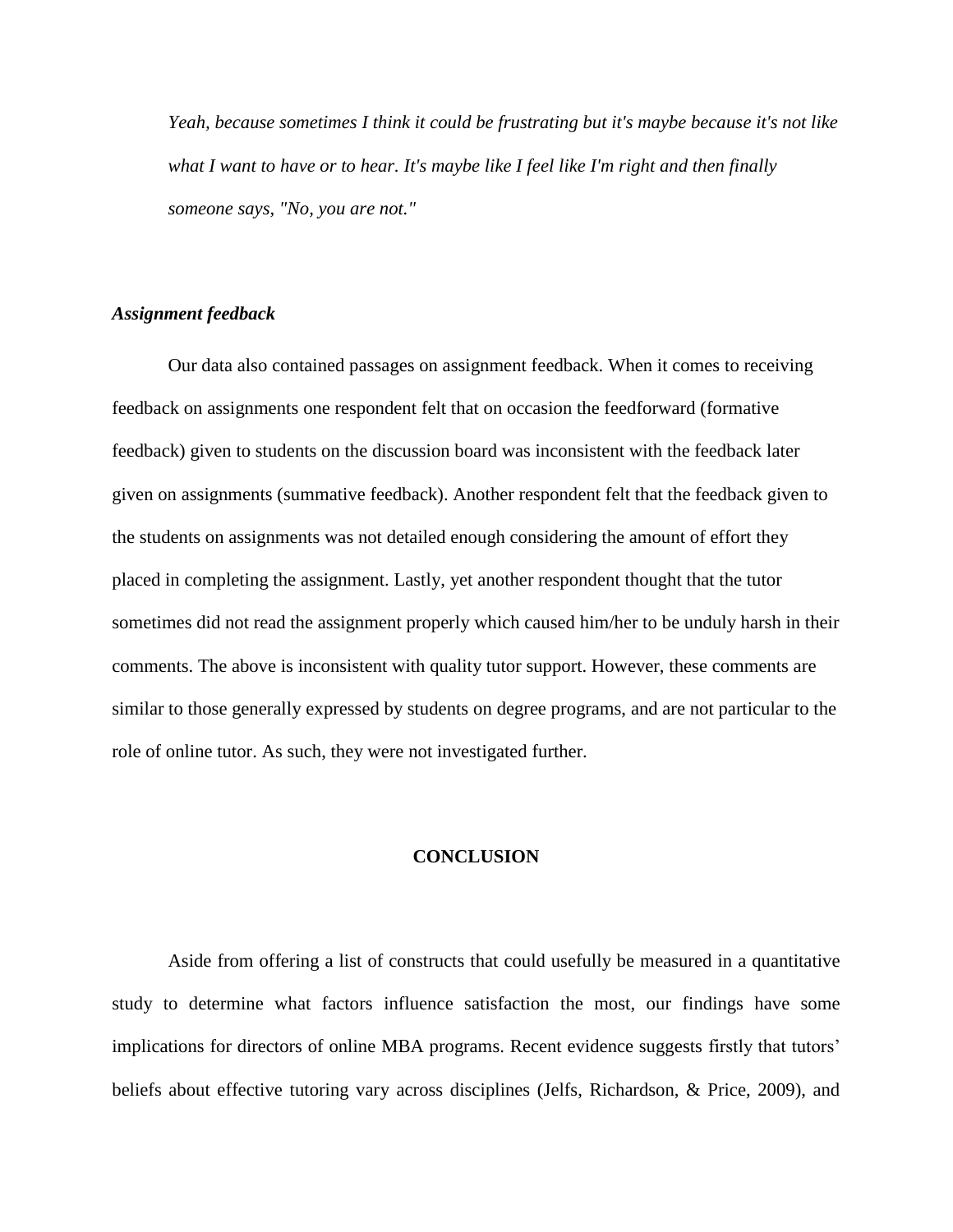*Yeah, because sometimes I think it could be frustrating but it's maybe because it's not like what I want to have or to hear. It's maybe like I feel like I'm right and then finally someone says, "No, you are not."*

***Assignment feedback***

Our data also contained passages on assignment feedback. When it comes to receiving feedback on assignments one respondent felt that on occasion the feedforward (formative feedback) given to students on the discussion board was inconsistent with the feedback later given on assignments (summative feedback). Another respondent felt that the feedback given to the students on assignments was not detailed enough considering the amount of effort they placed in completing the assignment. Lastly, yet another respondent thought that the tutor sometimes did not read the assignment properly which caused him/her to be unduly harsh in their comments. The above is inconsistent with quality tutor support. However, these comments are similar to those generally expressed by students on degree programs, and are not particular to the role of online tutor. As such, they were not investigated further.

## CONCLUSION

Aside from offering a list of constructs that could usefully be measured in a quantitative study to determine what factors influence satisfaction the most, our findings have some implications for directors of online MBA programs. Recent evidence suggests firstly that tutors' beliefs about effective tutoring vary across disciplines (Jelfs, Richardson, & Price, 2009), and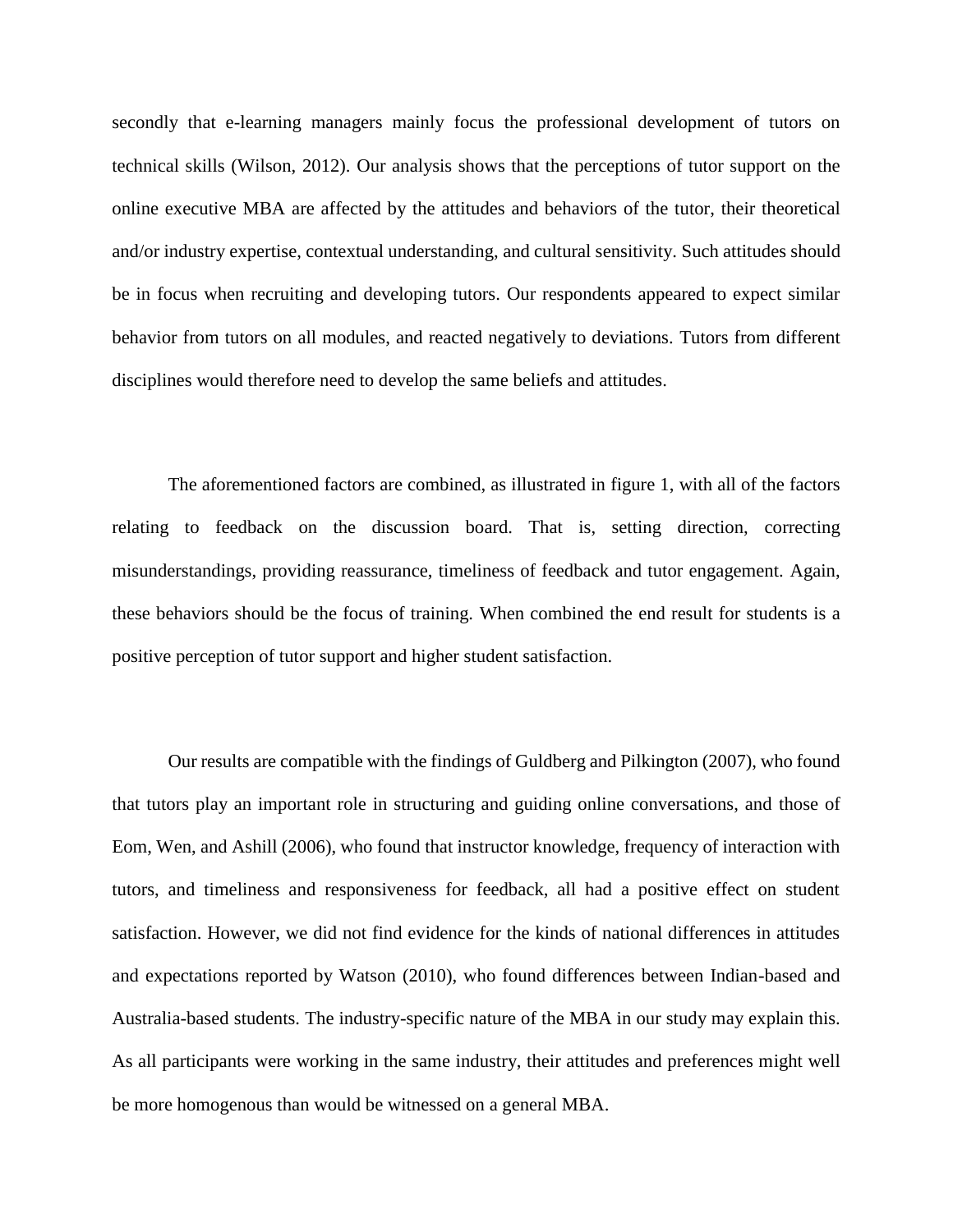secondly that e-learning managers mainly focus the professional development of tutors on technical skills (Wilson, 2012). Our analysis shows that the perceptions of tutor support on the online executive MBA are affected by the attitudes and behaviors of the tutor, their theoretical and/or industry expertise, contextual understanding, and cultural sensitivity. Such attitudes should be in focus when recruiting and developing tutors. Our respondents appeared to expect similar behavior from tutors on all modules, and reacted negatively to deviations. Tutors from different disciplines would therefore need to develop the same beliefs and attitudes.

The aforementioned factors are combined, as illustrated in figure 1, with all of the factors relating to feedback on the discussion board. That is, setting direction, correcting misunderstandings, providing reassurance, timeliness of feedback and tutor engagement. Again, these behaviors should be the focus of training. When combined the end result for students is a positive perception of tutor support and higher student satisfaction.

Our results are compatible with the findings of Guldberg and Pilkington (2007), who found that tutors play an important role in structuring and guiding online conversations, and those of Eom, Wen, and Ashill (2006), who found that instructor knowledge, frequency of interaction with tutors, and timeliness and responsiveness for feedback, all had a positive effect on student satisfaction. However, we did not find evidence for the kinds of national differences in attitudes and expectations reported by Watson (2010), who found differences between Indian-based and Australia-based students. The industry-specific nature of the MBA in our study may explain this. As all participants were working in the same industry, their attitudes and preferences might well be more homogenous than would be witnessed on a general MBA.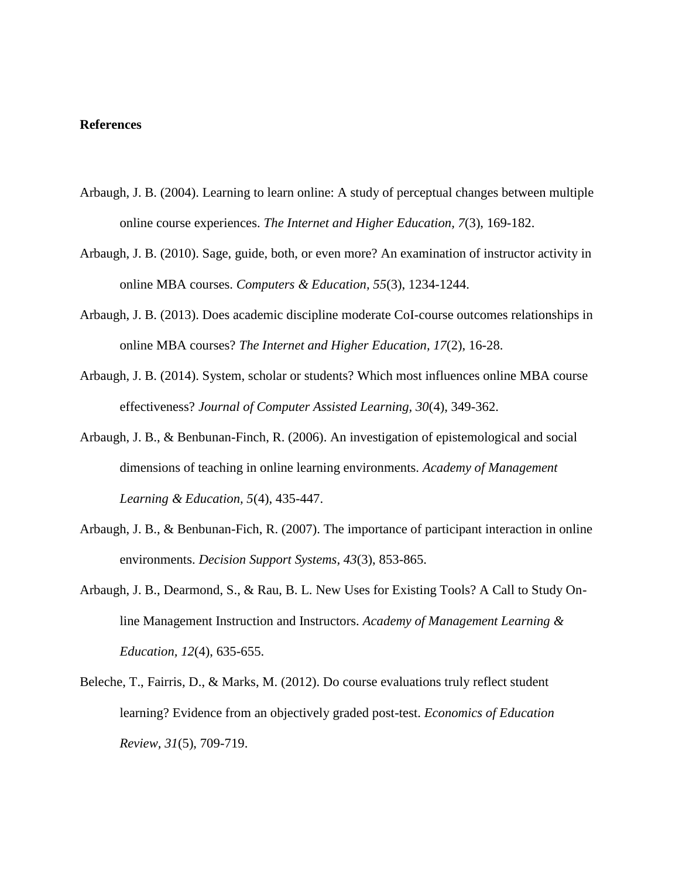**References**

Arbaugh, J. B. (2004). Learning to learn online: A study of perceptual changes between multiple online course experiences. *The Internet and Higher Education, 7*(3), 169-182.

Arbaugh, J. B. (2010). Sage, guide, both, or even more? An examination of instructor activity in online MBA courses. *Computers & Education, 55*(3), 1234-1244.

Arbaugh, J. B. (2013). Does academic discipline moderate CoI-course outcomes relationships in online MBA courses? *The Internet and Higher Education, 17*(2), 16-28.

Arbaugh, J. B. (2014). System, scholar or students? Which most influences online MBA course effectiveness? *Journal of Computer Assisted Learning, 30*(4), 349-362.

Arbaugh, J. B., & Benbunan-Finch, R. (2006). An investigation of epistemological and social dimensions of teaching in online learning environments. *Academy of Management Learning & Education, 5*(4), 435-447.

Arbaugh, J. B., & Benbunan-Fich, R. (2007). The importance of participant interaction in online environments. *Decision Support Systems, 43*(3), 853-865.

Arbaugh, J. B., Dearmond, S., & Rau, B. L. New Uses for Existing Tools? A Call to Study On-line Management Instruction and Instructors. *Academy of Management Learning & Education, 12*(4), 635-655.

Beleche, T., Fairris, D., & Marks, M. (2012). Do course evaluations truly reflect student learning? Evidence from an objectively graded post-test. *Economics of Education Review, 31*(5), 709-719.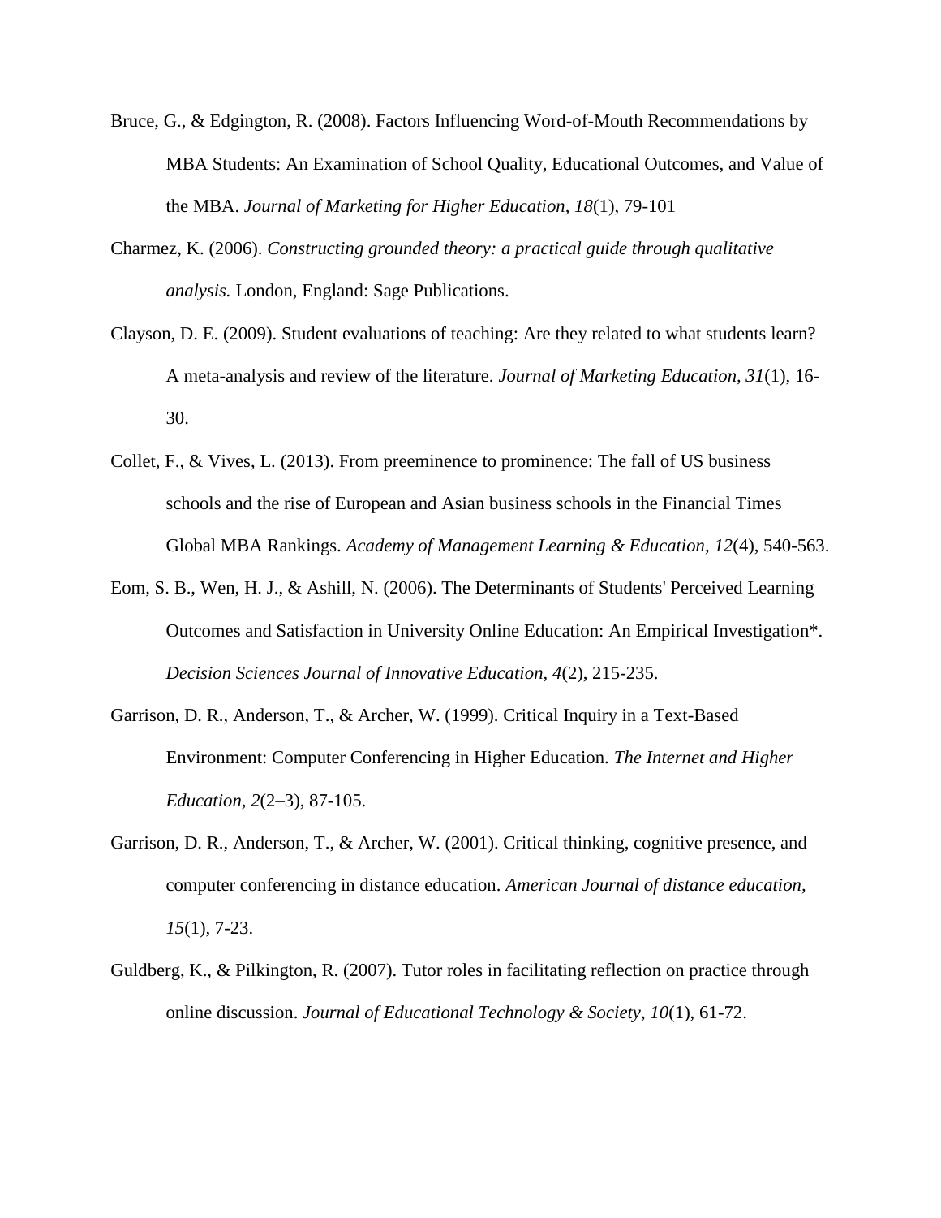Bruce, G., & Edgington, R. (2008). Factors Influencing Word-of-Mouth Recommendations by MBA Students: An Examination of School Quality, Educational Outcomes, and Value of the MBA. *Journal of Marketing for Higher Education, 18*(1), 79-101

Charmez, K. (2006). *Constructing grounded theory: a practical guide through qualitative analysis.* London, England: Sage Publications.

Clayson, D. E. (2009). Student evaluations of teaching: Are they related to what students learn? A meta-analysis and review of the literature. *Journal of Marketing Education, 31*(1), 16-30.

Collet, F., & Vives, L. (2013). From preeminence to prominence: The fall of US business schools and the rise of European and Asian business schools in the Financial Times Global MBA Rankings. *Academy of Management Learning & Education, 12*(4), 540-563.

Eom, S. B., Wen, H. J., & Ashill, N. (2006). The Determinants of Students' Perceived Learning Outcomes and Satisfaction in University Online Education: An Empirical Investigation*. *Decision Sciences Journal of Innovative Education, 4*(2), 215-235.

Garrison, D. R., Anderson, T., & Archer, W. (1999). Critical Inquiry in a Text-Based Environment: Computer Conferencing in Higher Education. *The Internet and Higher Education, 2*(2–3), 87-105.

Garrison, D. R., Anderson, T., & Archer, W. (2001). Critical thinking, cognitive presence, and computer conferencing in distance education. *American Journal of distance education, 15*(1), 7-23.

Guldberg, K., & Pilkington, R. (2007). Tutor roles in facilitating reflection on practice through online discussion. *Journal of Educational Technology & Society, 10*(1), 61-72.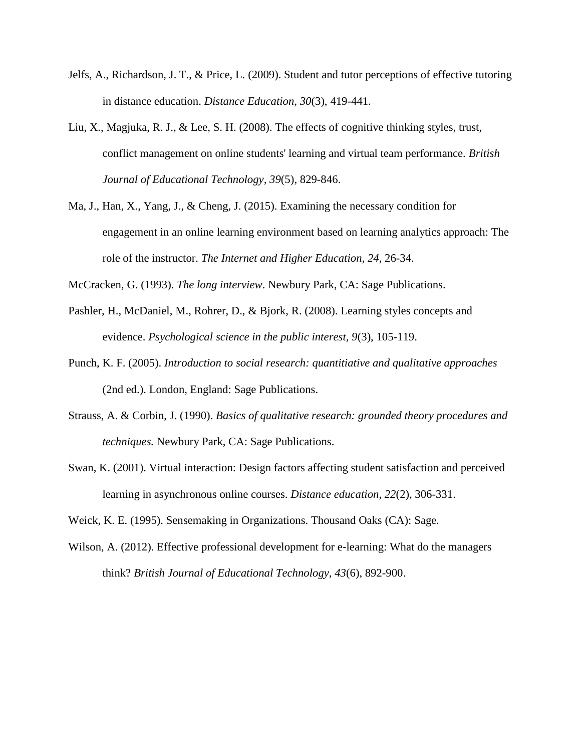Jelfs, A., Richardson, J. T., & Price, L. (2009). Student and tutor perceptions of effective tutoring in distance education. *Distance Education*, *30*(3), 419-441.

Liu, X., Magjuka, R. J., & Lee, S. H. (2008). The effects of cognitive thinking styles, trust, conflict management on online students' learning and virtual team performance. *British Journal of Educational Technology*, *39*(5), 829-846.

Ma, J., Han, X., Yang, J., & Cheng, J. (2015). Examining the necessary condition for engagement in an online learning environment based on learning analytics approach: The role of the instructor. *The Internet and Higher Education, 24*, 26-34.

McCracken, G. (1993). *The long interview*. Newbury Park, CA: Sage Publications.

Pashler, H., McDaniel, M., Rohrer, D., & Bjork, R. (2008). Learning styles concepts and evidence. *Psychological science in the public interest*, *9*(3), 105-119.

Punch, K. F. (2005). *Introduction to social research: quantitiative and qualitative approaches* (2nd ed.). London, England: Sage Publications.

Strauss, A. & Corbin, J. (1990). *Basics of qualitative research: grounded theory procedures and techniques.* Newbury Park, CA: Sage Publications.

Swan, K. (2001). Virtual interaction: Design factors affecting student satisfaction and perceived learning in asynchronous online courses. *Distance education, 22*(2), 306-331.

Weick, K. E. (1995). Sensemaking in Organizations. Thousand Oaks (CA): Sage.

Wilson, A. (2012). Effective professional development for e-learning: What do the managers think? *British Journal of Educational Technology, 43*(6), 892-900.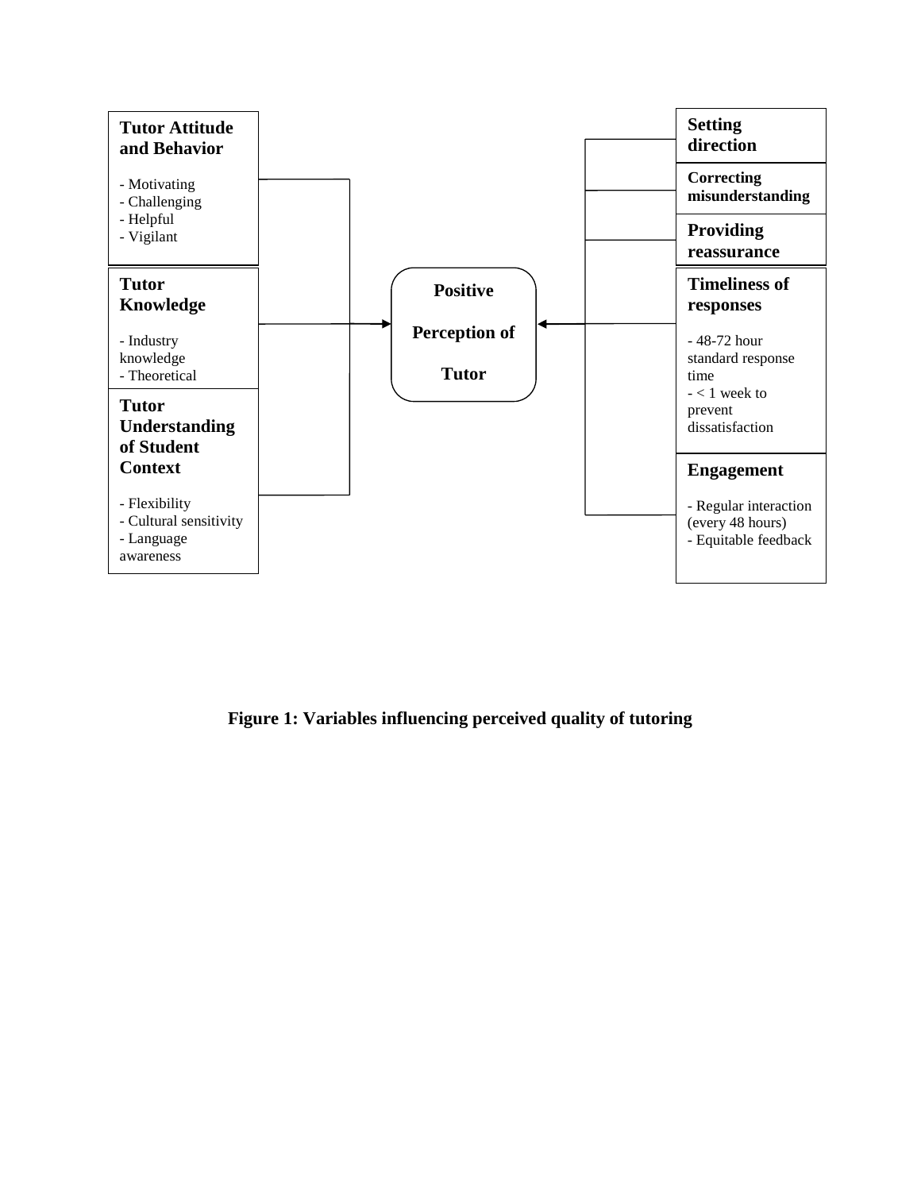**Tutor Attitude and Behavior**

- Motivating
- Challenging
- Helpful
- Vigilant

**Tutor Knowledge**

- Industry knowledge
- Theoretical

**Tutor Understanding of Student Context**

- Flexibility
- Cultural sensitivity
- Language awareness

**Positive Perception of Tutor**

**Setting direction**

**Correcting misunderstanding**

**Providing reassurance**

**Timeliness of responses**

- 48-72 hour standard response time
- < 1 week to prevent dissatisfaction

**Engagement**

- Regular interaction (every 48 hours)
- Equitable feedback

**Figure 1: Variables influencing perceived quality of tutoring**